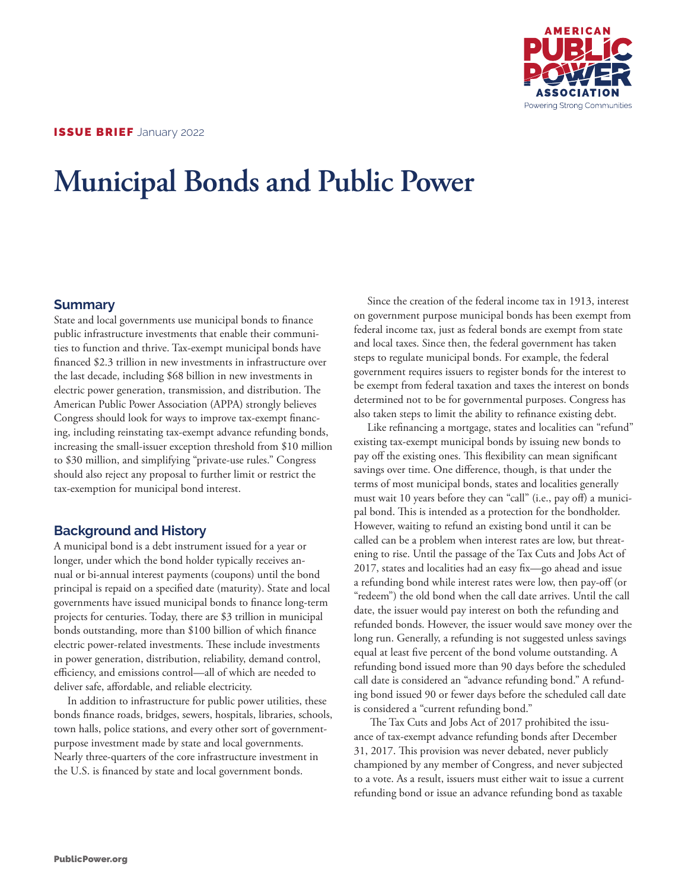**ISSUE BRIEF** January 2022

# Municipal Bonds and Public Power

## Summary

State and local governments use municipal bonds to finance public infrastructure investments that enable their communities to function and thrive. Tax-exempt municipal bonds have financed $2.3 trillion in new investments in infrastructure over the last decade, including $68 billion in new investments in electric power generation, transmission, and distribution. The American Public Power Association (APPA) strongly believes Congress should look for ways to improve tax-exempt financing, including reinstating tax-exempt advance refunding bonds, increasing the small-issuer exception threshold from $10 million to $30 million, and simplifying "private-use rules." Congress should also reject any proposal to further limit or restrict the tax-exemption for municipal bond interest.

## Background and History

A municipal bond is a debt instrument issued for a year or longer, under which the bond holder typically receives annual or bi-annual interest payments (coupons) until the bond principal is repaid on a specified date (maturity). State and local governments have issued municipal bonds to finance long-term projects for centuries. Today, there are $3 trillion in municipal bonds outstanding, more than $100 billion of which finance electric power-related investments. These include investments in power generation, distribution, reliability, demand control, efficiency, and emissions control—all of which are needed to deliver safe, affordable, and reliable electricity.

In addition to infrastructure for public power utilities, these bonds finance roads, bridges, sewers, hospitals, libraries, schools, town halls, police stations, and every other sort of government-purpose investment made by state and local governments. Nearly three-quarters of the core infrastructure investment in the U.S. is financed by state and local government bonds.

Since the creation of the federal income tax in 1913, interest on government purpose municipal bonds has been exempt from federal income tax, just as federal bonds are exempt from state and local taxes. Since then, the federal government has taken steps to regulate municipal bonds. For example, the federal government requires issuers to register bonds for the interest to be exempt from federal taxation and taxes the interest on bonds determined not to be for governmental purposes. Congress has also taken steps to limit the ability to refinance existing debt.

Like refinancing a mortgage, states and localities can "refund" existing tax-exempt municipal bonds by issuing new bonds to pay off the existing ones. This flexibility can mean significant savings over time. One difference, though, is that under the terms of most municipal bonds, states and localities generally must wait 10 years before they can "call" (i.e., pay off) a municipal bond. This is intended as a protection for the bondholder. However, waiting to refund an existing bond until it can be called can be a problem when interest rates are low, but threatening to rise. Until the passage of the Tax Cuts and Jobs Act of 2017, states and localities had an easy fix—go ahead and issue a refunding bond while interest rates were low, then pay-off (or "redeem") the old bond when the call date arrives. Until the call date, the issuer would pay interest on both the refunding and refunded bonds. However, the issuer would save money over the long run. Generally, a refunding is not suggested unless savings equal at least five percent of the bond volume outstanding. A refunding bond issued more than 90 days before the scheduled call date is considered an "advance refunding bond." A refunding bond issued 90 or fewer days before the scheduled call date is considered a "current refunding bond."

The Tax Cuts and Jobs Act of 2017 prohibited the issuance of tax-exempt advance refunding bonds after December 31, 2017. This provision was never debated, never publicly championed by any member of Congress, and never subjected to a vote. As a result, issuers must either wait to issue a current refunding bond or issue an advance refunding bond as taxable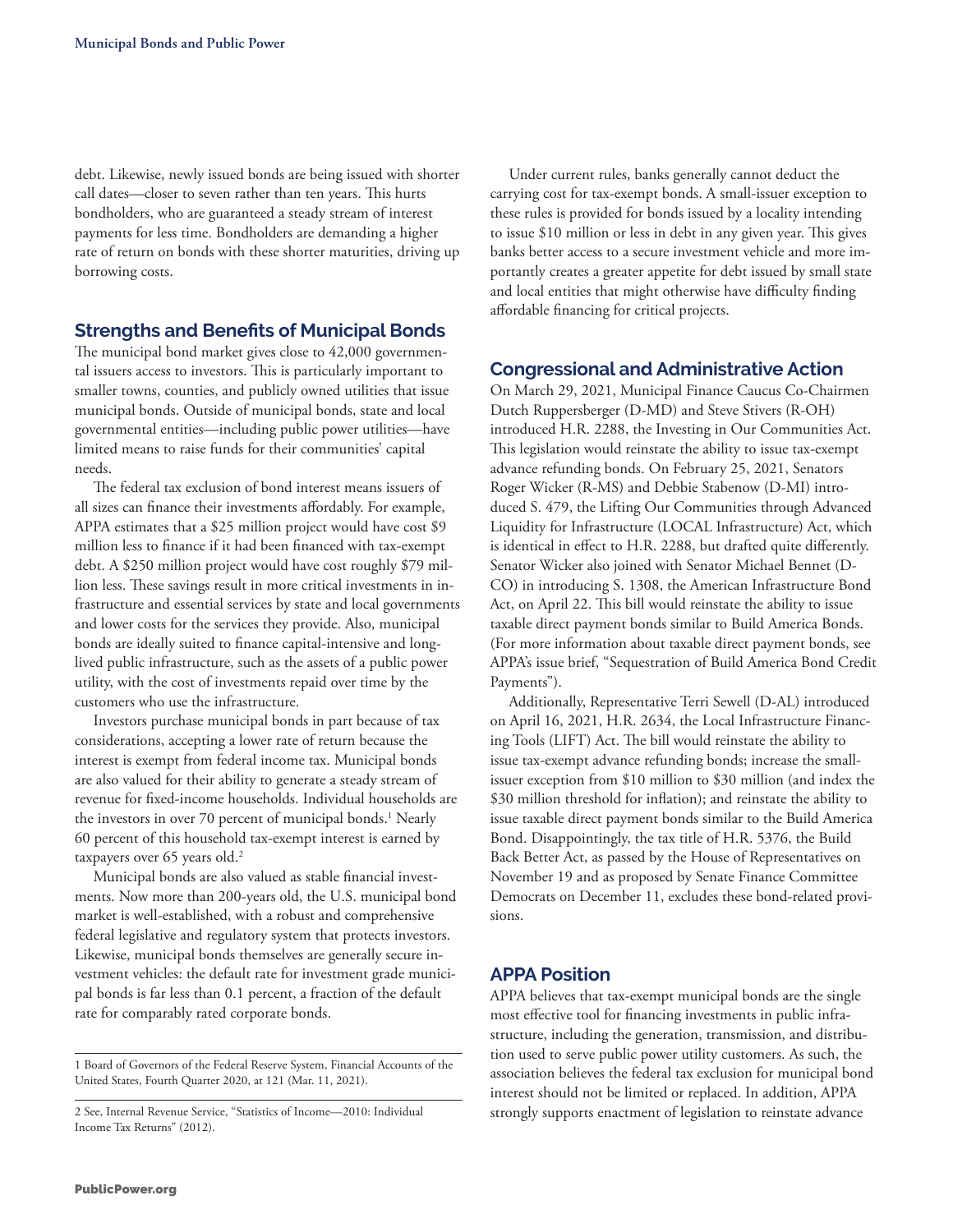debt. Likewise, newly issued bonds are being issued with shorter call dates—closer to seven rather than ten years. This hurts bondholders, who are guaranteed a steady stream of interest payments for less time. Bondholders are demanding a higher rate of return on bonds with these shorter maturities, driving up borrowing costs.

## Strengths and Benefits of Municipal Bonds

The municipal bond market gives close to 42,000 governmental issuers access to investors. This is particularly important to smaller towns, counties, and publicly owned utilities that issue municipal bonds. Outside of municipal bonds, state and local governmental entities—including public power utilities—have limited means to raise funds for their communities' capital needs.

The federal tax exclusion of bond interest means issuers of all sizes can finance their investments affordably. For example, APPA estimates that a $25 million project would have cost $9 million less to finance if it had been financed with tax-exempt debt. A $250 million project would have cost roughly $79 million less. These savings result in more critical investments in infrastructure and essential services by state and local governments and lower costs for the services they provide. Also, municipal bonds are ideally suited to finance capital-intensive and long-lived public infrastructure, such as the assets of a public power utility, with the cost of investments repaid over time by the customers who use the infrastructure.

Investors purchase municipal bonds in part because of tax considerations, accepting a lower rate of return because the interest is exempt from federal income tax. Municipal bonds are also valued for their ability to generate a steady stream of revenue for fixed-income households. Individual households are the investors in over 70 percent of municipal bonds.[1] Nearly 60 percent of this household tax-exempt interest is earned by taxpayers over 65 years old.[2]

Municipal bonds are also valued as stable financial investments. Now more than 200-years old, the U.S. municipal bond market is well-established, with a robust and comprehensive federal legislative and regulatory system that protects investors. Likewise, municipal bonds themselves are generally secure investment vehicles: the default rate for investment grade municipal bonds is far less than 0.1 percent, a fraction of the default rate for comparably rated corporate bonds.

Under current rules, banks generally cannot deduct the carrying cost for tax-exempt bonds. A small-issuer exception to these rules is provided for bonds issued by a locality intending to issue $10 million or less in debt in any given year. This gives banks better access to a secure investment vehicle and more importantly creates a greater appetite for debt issued by small state and local entities that might otherwise have difficulty finding affordable financing for critical projects.

## Congressional and Administrative Action

On March 29, 2021, Municipal Finance Caucus Co-Chairmen Dutch Ruppersberger (D-MD) and Steve Stivers (R-OH) introduced H.R. 2288, the Investing in Our Communities Act. This legislation would reinstate the ability to issue tax-exempt advance refunding bonds. On February 25, 2021, Senators Roger Wicker (R-MS) and Debbie Stabenow (D-MI) introduced S. 479, the Lifting Our Communities through Advanced Liquidity for Infrastructure (LOCAL Infrastructure) Act, which is identical in effect to H.R. 2288, but drafted quite differently. Senator Wicker also joined with Senator Michael Bennet (D-CO) in introducing S. 1308, the American Infrastructure Bond Act, on April 22. This bill would reinstate the ability to issue taxable direct payment bonds similar to Build America Bonds. (For more information about taxable direct payment bonds, see APPA's issue brief, "Sequestration of Build America Bond Credit Payments").

Additionally, Representative Terri Sewell (D-AL) introduced on April 16, 2021, H.R. 2634, the Local Infrastructure Financing Tools (LIFT) Act. The bill would reinstate the ability to issue tax-exempt advance refunding bonds; increase the small-issuer exception from $10 million to $30 million (and index the $30 million threshold for inflation); and reinstate the ability to issue taxable direct payment bonds similar to the Build America Bond. Disappointingly, the tax title of H.R. 5376, the Build Back Better Act, as passed by the House of Representatives on November 19 and as proposed by Senate Finance Committee Democrats on December 11, excludes these bond-related provisions.

## APPA Position

APPA believes that tax-exempt municipal bonds are the single most effective tool for financing investments in public infrastructure, including the generation, transmission, and distribution used to serve public power utility customers. As such, the association believes the federal tax exclusion for municipal bond interest should not be limited or replaced. In addition, APPA strongly supports enactment of legislation to reinstate advance

---

1 Board of Governors of the Federal Reserve System, Financial Accounts of the United States, Fourth Quarter 2020, at 121 (Mar. 11, 2021).

2 See, Internal Revenue Service, "Statistics of Income—2010: Individual Income Tax Returns" (2012).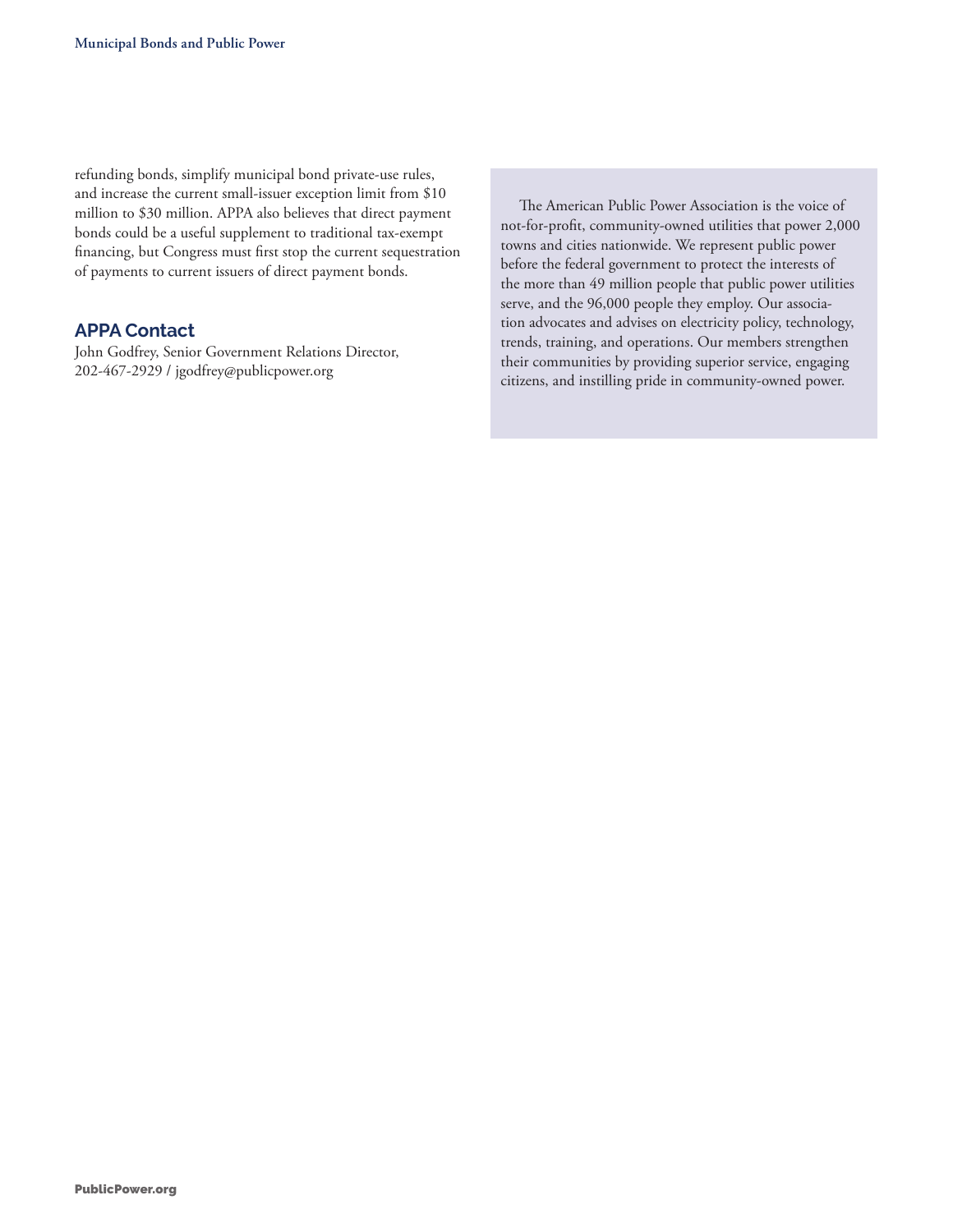refunding bonds, simplify municipal bond private-use rules, and increase the current small-issuer exception limit from $10 million to $30 million. APPA also believes that direct payment bonds could be a useful supplement to traditional tax-exempt financing, but Congress must first stop the current sequestration of payments to current issuers of direct payment bonds.

## APPA Contact

John Godfrey, Senior Government Relations Director,
202-467-2929 / jgodfrey@publicpower.org

The American Public Power Association is the voice of not-for-profit, community-owned utilities that power 2,000 towns and cities nationwide. We represent public power before the federal government to protect the interests of the more than 49 million people that public power utilities serve, and the 96,000 people they employ. Our association advocates and advises on electricity policy, technology, trends, training, and operations. Our members strengthen their communities by providing superior service, engaging citizens, and instilling pride in community-owned power.